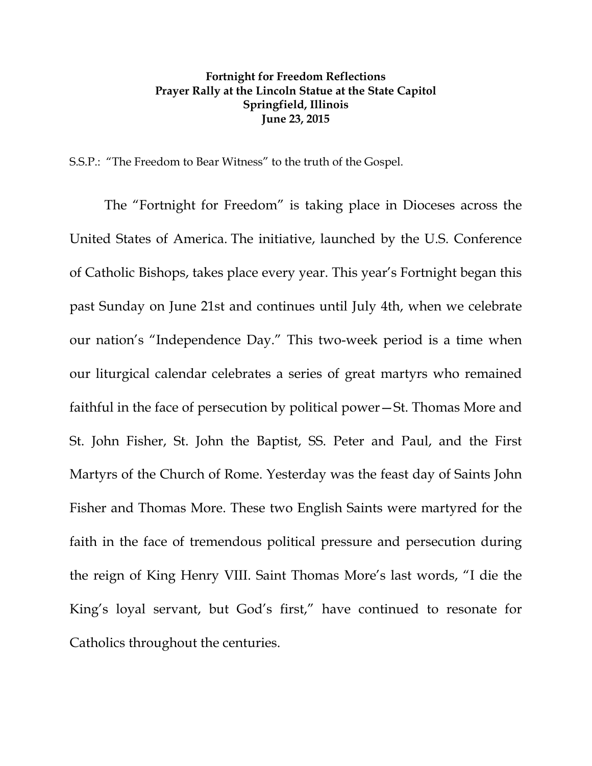**Fortnight for Freedom Reflections**
**Prayer Rally at the Lincoln Statue at the State Capitol**
**Springfield, Illinois**
**June 23, 2015**

S.S.P.: "The Freedom to Bear Witness" to the truth of the Gospel.

The "Fortnight for Freedom" is taking place in Dioceses across the United States of America. The initiative, launched by the U.S. Conference of Catholic Bishops, takes place every year. This year's Fortnight began this past Sunday on June 21st and continues until July 4th, when we celebrate our nation's "Independence Day." This two-week period is a time when our liturgical calendar celebrates a series of great martyrs who remained faithful in the face of persecution by political power—St. Thomas More and St. John Fisher, St. John the Baptist, SS. Peter and Paul, and the First Martyrs of the Church of Rome. Yesterday was the feast day of Saints John Fisher and Thomas More. These two English Saints were martyred for the faith in the face of tremendous political pressure and persecution during the reign of King Henry VIII. Saint Thomas More's last words, "I die the King's loyal servant, but God's first," have continued to resonate for Catholics throughout the centuries.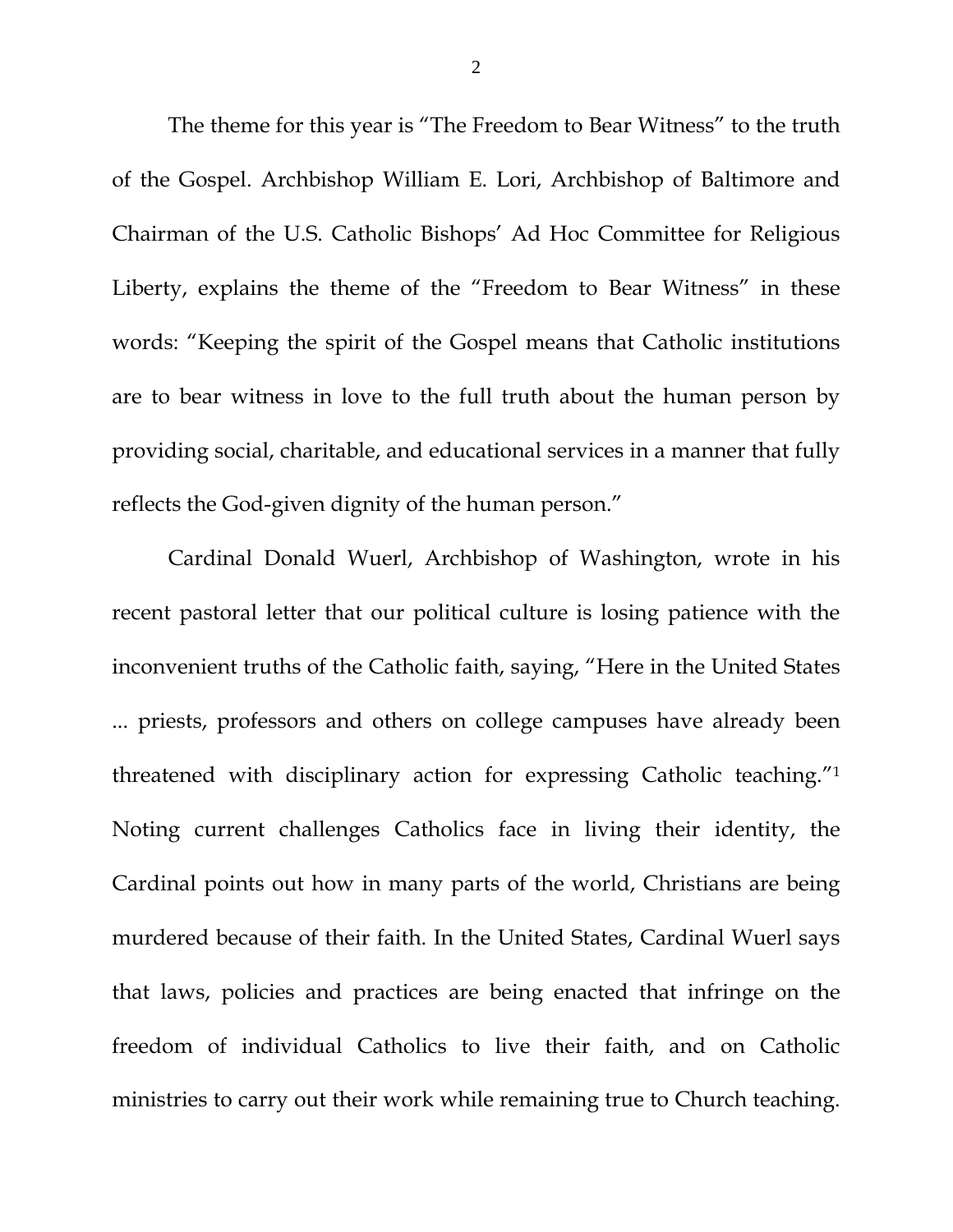The theme for this year is "The Freedom to Bear Witness" to the truth of the Gospel. Archbishop William E. Lori, Archbishop of Baltimore and Chairman of the U.S. Catholic Bishops' Ad Hoc Committee for Religious Liberty, explains the theme of the "Freedom to Bear Witness" in these words: "Keeping the spirit of the Gospel means that Catholic institutions are to bear witness in love to the full truth about the human person by providing social, charitable, and educational services in a manner that fully reflects the God-given dignity of the human person."

Cardinal Donald Wuerl, Archbishop of Washington, wrote in his recent pastoral letter that our political culture is losing patience with the inconvenient truths of the Catholic faith, saying, "Here in the United States ... priests, professors and others on college campuses have already been threatened with disciplinary action for expressing Catholic teaching."[1] Noting current challenges Catholics face in living their identity, the Cardinal points out how in many parts of the world, Christians are being murdered because of their faith. In the United States, Cardinal Wuerl says that laws, policies and practices are being enacted that infringe on the freedom of individual Catholics to live their faith, and on Catholic ministries to carry out their work while remaining true to Church teaching.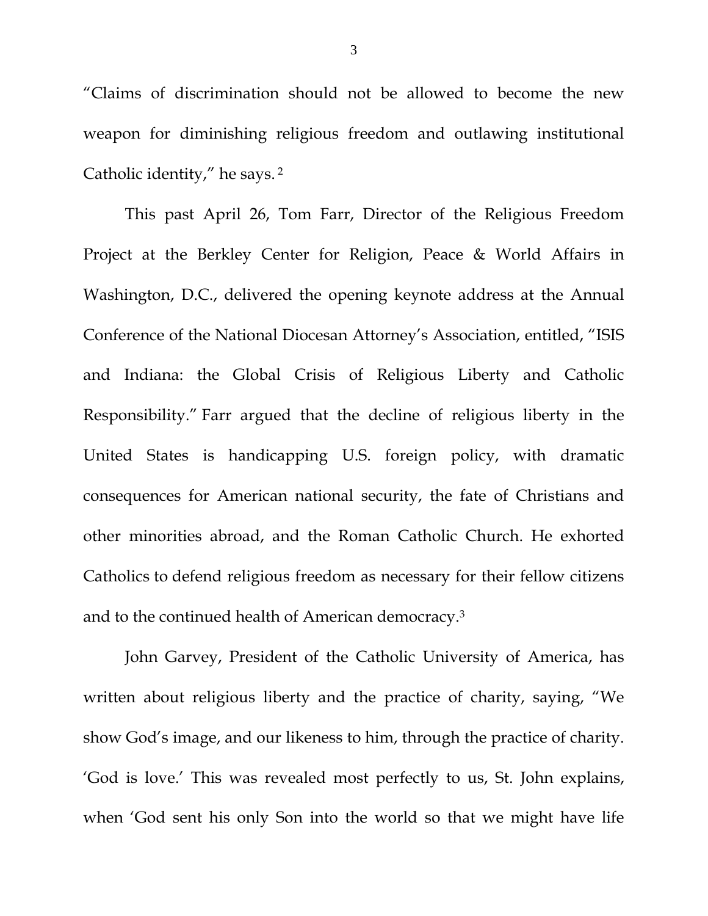"Claims of discrimination should not be allowed to become the new weapon for diminishing religious freedom and outlawing institutional Catholic identity," he says.[2]

This past April 26, Tom Farr, Director of the Religious Freedom Project at the Berkley Center for Religion, Peace & World Affairs in Washington, D.C., delivered the opening keynote address at the Annual Conference of the National Diocesan Attorney's Association, entitled, "ISIS and Indiana: the Global Crisis of Religious Liberty and Catholic Responsibility." Farr argued that the decline of religious liberty in the United States is handicapping U.S. foreign policy, with dramatic consequences for American national security, the fate of Christians and other minorities abroad, and the Roman Catholic Church. He exhorted Catholics to defend religious freedom as necessary for their fellow citizens and to the continued health of American democracy.[3]

John Garvey, President of the Catholic University of America, has written about religious liberty and the practice of charity, saying, "We show God's image, and our likeness to him, through the practice of charity. 'God is love.' This was revealed most perfectly to us, St. John explains, when 'God sent his only Son into the world so that we might have life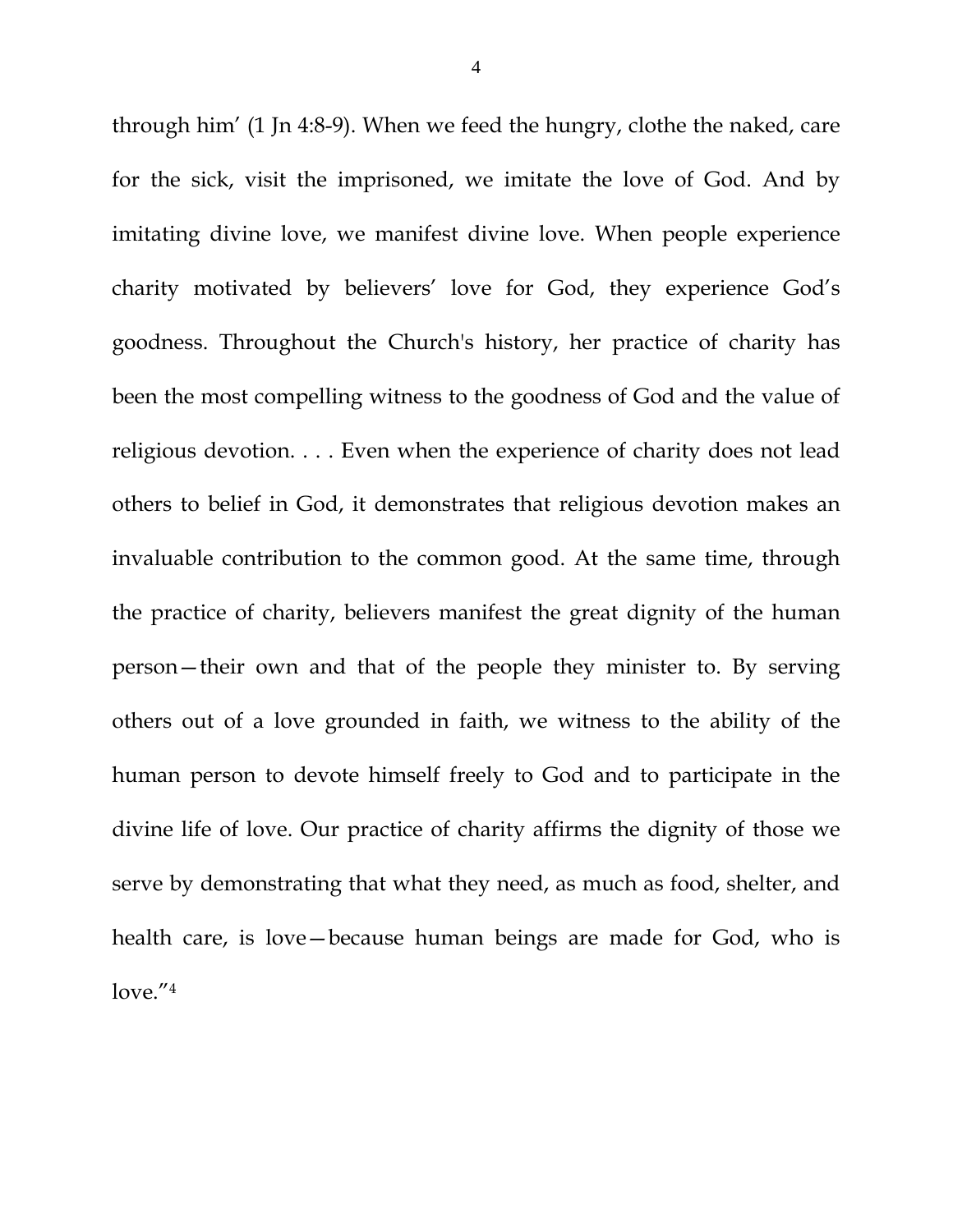through him' (1 Jn 4:8-9). When we feed the hungry, clothe the naked, care for the sick, visit the imprisoned, we imitate the love of God. And by imitating divine love, we manifest divine love. When people experience charity motivated by believers' love for God, they experience God's goodness. Throughout the Church's history, her practice of charity has been the most compelling witness to the goodness of God and the value of religious devotion. . . . Even when the experience of charity does not lead others to belief in God, it demonstrates that religious devotion makes an invaluable contribution to the common good. At the same time, through the practice of charity, believers manifest the great dignity of the human person—their own and that of the people they minister to. By serving others out of a love grounded in faith, we witness to the ability of the human person to devote himself freely to God and to participate in the divine life of love. Our practice of charity affirms the dignity of those we serve by demonstrating that what they need, as much as food, shelter, and health care, is love—because human beings are made for God, who is love."[4]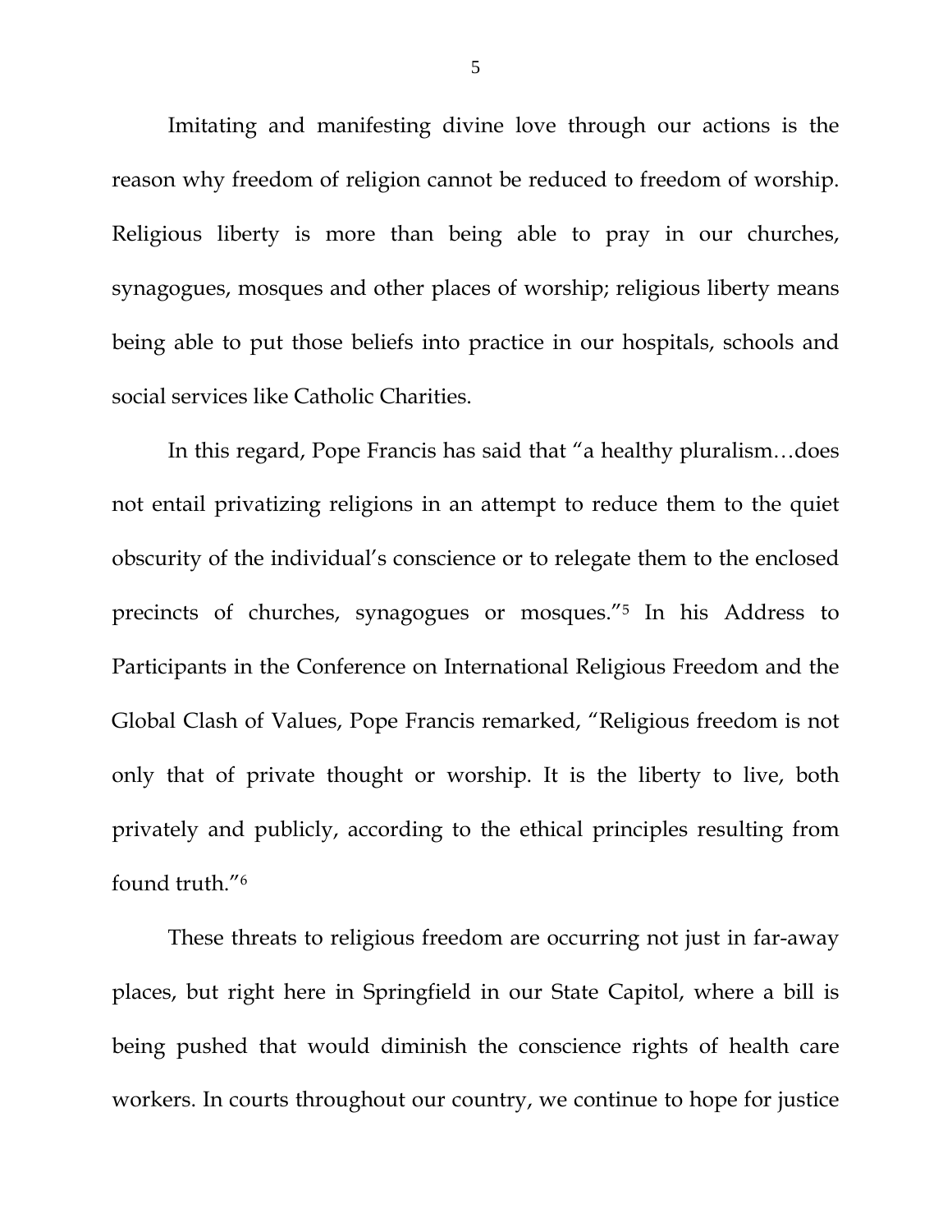Imitating and manifesting divine love through our actions is the reason why freedom of religion cannot be reduced to freedom of worship. Religious liberty is more than being able to pray in our churches, synagogues, mosques and other places of worship; religious liberty means being able to put those beliefs into practice in our hospitals, schools and social services like Catholic Charities.

In this regard, Pope Francis has said that "a healthy pluralism…does not entail privatizing religions in an attempt to reduce them to the quiet obscurity of the individual's conscience or to relegate them to the enclosed precincts of churches, synagogues or mosques."[5] In his Address to Participants in the Conference on International Religious Freedom and the Global Clash of Values, Pope Francis remarked, "Religious freedom is not only that of private thought or worship. It is the liberty to live, both privately and publicly, according to the ethical principles resulting from found truth."[6]

These threats to religious freedom are occurring not just in far-away places, but right here in Springfield in our State Capitol, where a bill is being pushed that would diminish the conscience rights of health care workers. In courts throughout our country, we continue to hope for justice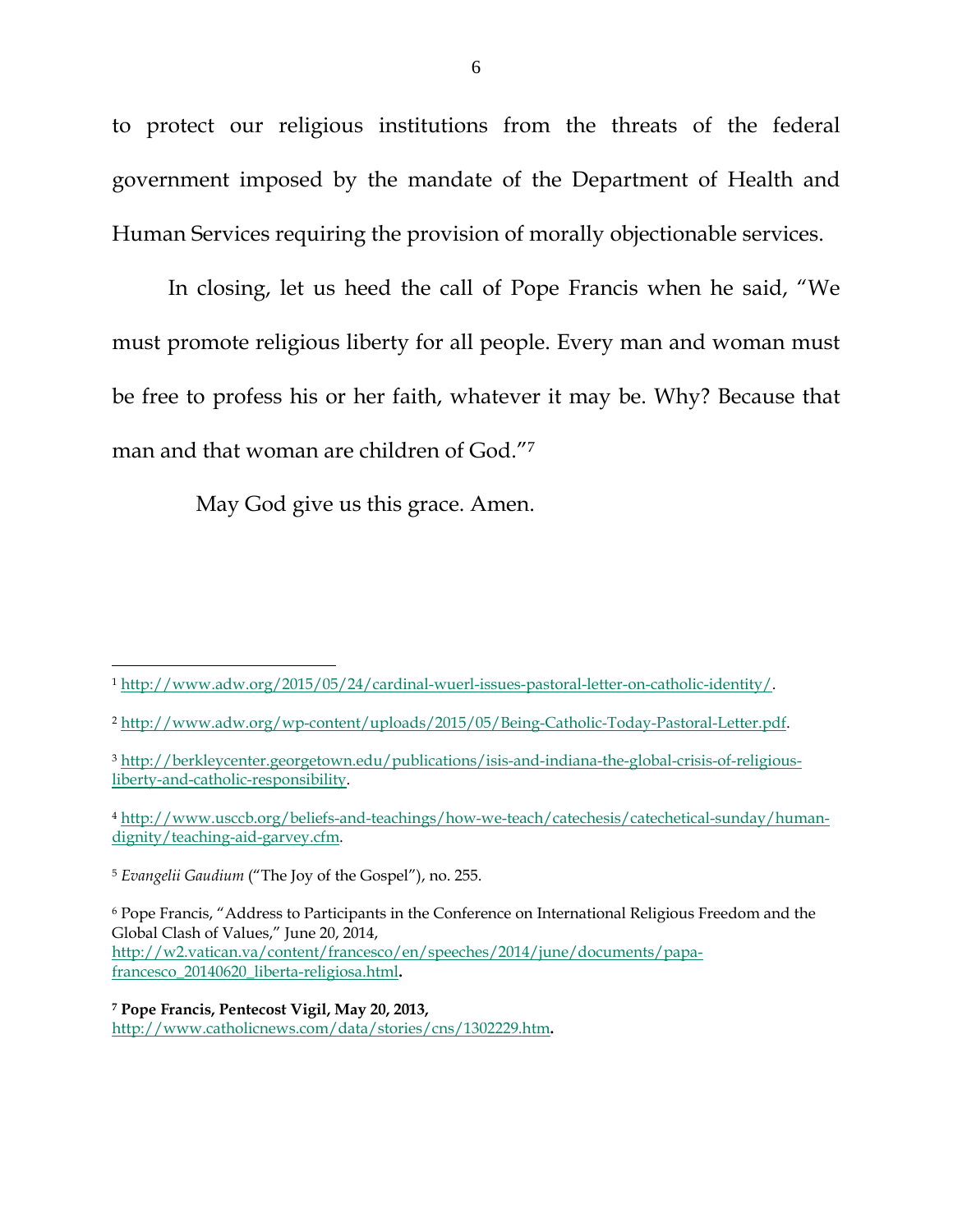to protect our religious institutions from the threats of the federal government imposed by the mandate of the Department of Health and Human Services requiring the provision of morally objectionable services.

In closing, let us heed the call of Pope Francis when he said, "We must promote religious liberty for all people. Every man and woman must be free to profess his or her faith, whatever it may be. Why? Because that man and that woman are children of God."[7]

May God give us this grace. Amen.

---

[1] http://www.adw.org/2015/05/24/cardinal-wuerl-issues-pastoral-letter-on-catholic-identity/.

[2] http://www.adw.org/wp-content/uploads/2015/05/Being-Catholic-Today-Pastoral-Letter.pdf.

[3] http://berkleycenter.georgetown.edu/publications/isis-and-indiana-the-global-crisis-of-religious-liberty-and-catholic-responsibility.

[4] http://www.usccb.org/beliefs-and-teachings/how-we-teach/catechesis/catechetical-sunday/human-dignity/teaching-aid-garvey.cfm.

[5] *Evangelii Gaudium* ("The Joy of the Gospel"), no. 255.

[6] Pope Francis, "Address to Participants in the Conference on International Religious Freedom and the Global Clash of Values," June 20, 2014, http://w2.vatican.va/content/francesco/en/speeches/2014/june/documents/papa-francesco_20140620_liberta-religiosa.html.

[7] **Pope Francis, Pentecost Vigil, May 20, 2013,** http://www.catholicnews.com/data/stories/cns/1302229.htm.